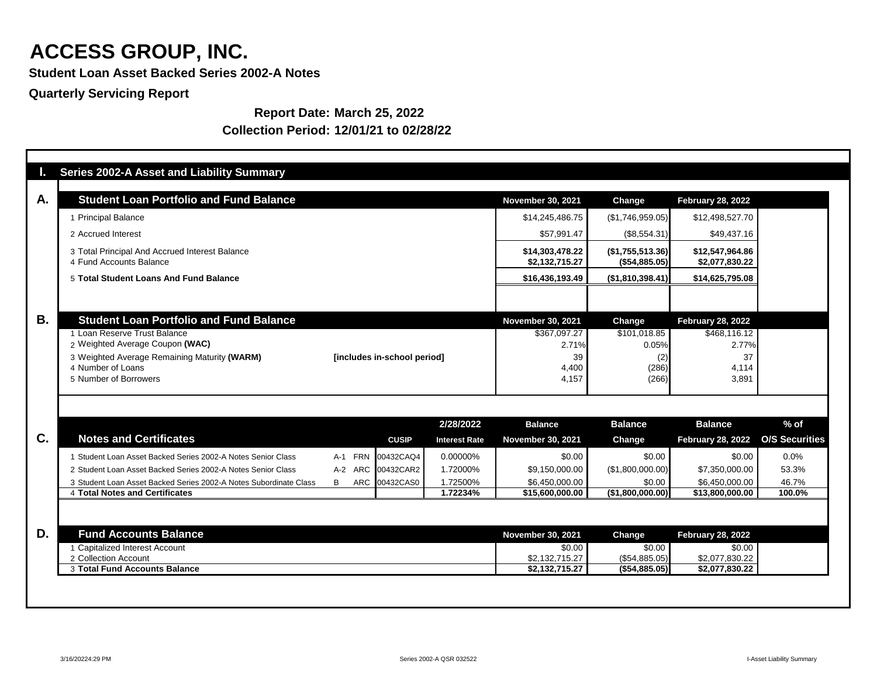# ACCESS GROUP, INC.

**Student Loan Asset Backed Series 2002-A Notes**

**Quarterly Servicing Report**

**Report Date: March 25, 2022**

**Collection Period: 12/01/21 to 02/28/22**

## I. Series 2002-A Asset and Liability Summary

### A. Student Loan Portfolio and Fund Balance

| | Student Loan Portfolio and Fund Balance | November 30, 2021 | Change | February 28, 2022 |
|---|---|---|---|---|
| 1 | Principal Balance | $14,245,486.75 | ($1,746,959.05) | $12,498,527.70 |
| 2 | Accrued Interest | $57,991.47 | ($8,554.31) | $49,437.16 |
| 3 | Total Principal And Accrued Interest Balance | **$14,303,478.22** | **($1,755,513.36)** | **$12,547,964.86** |
| 4 | Fund Accounts Balance | **$2,132,715.27** | **($54,885.05)** | **$2,077,830.22** |
| 5 | **Total Student Loans And Fund Balance** | **$16,436,193.49** | **($1,810,398.41)** | **$14,625,795.08** |

### B. Student Loan Portfolio and Fund Balance

| | Student Loan Portfolio and Fund Balance | | November 30, 2021 | Change | February 28, 2022 |
|---|---|---|---|---|---|
| 1 | Loan Reserve Trust Balance | | $367,097.27 | $101,018.85 | $468,116.12 |
| 2 | Weighted Average Coupon **(WAC)** | | 2.71% | 0.05% | 2.77% |
| 3 | Weighted Average Remaining Maturity **(WARM)** | **[includes in-school period]** | 39 | (2) | 37 |
| 4 | Number of Loans | | 4,400 | (286) | 4,114 |
| 5 | Number of Borrowers | | 4,157 | (266) | 3,891 |

### C. Notes and Certificates

| | Notes and Certificates | | | CUSIP | 2/28/2022 Interest Rate | Balance November 30, 2021 | Balance Change | Balance February 28, 2022 | % of O/S Securities |
|---|---|---|---|---|---|---|---|---|---|
| 1 | Student Loan Asset Backed Series 2002-A Notes Senior Class | A-1 | FRN | 00432CAQ4 | 0.00000% | $0.00 | $0.00 | $0.00 | 0.0% |
| 2 | Student Loan Asset Backed Series 2002-A Notes Senior Class | A-2 | ARC | 00432CAR2 | 1.72000% | $9,150,000.00 | ($1,800,000.00) | $7,350,000.00 | 53.3% |
| 3 | Student Loan Asset Backed Series 2002-A Notes Subordinate Class | B | ARC | 00432CAS0 | 1.72500% | $6,450,000.00 | $0.00 | $6,450,000.00 | 46.7% |
| 4 | **Total Notes and Certificates** | | | | **1.72234%** | **$15,600,000.00** | **($1,800,000.00)** | **$13,800,000.00** | **100.0%** |

### D. Fund Accounts Balance

| | Fund Accounts Balance | November 30, 2021 | Change | February 28, 2022 |
|---|---|---|---|---|
| 1 | Capitalized Interest Account | $0.00 | $0.00 | $0.00 |
| 2 | Collection Account | $2,132,715.27 | ($54,885.05) | $2,077,830.22 |
| 3 | **Total Fund Accounts Balance** | **$2,132,715.27** | **($54,885.05)** | **$2,077,830.22** |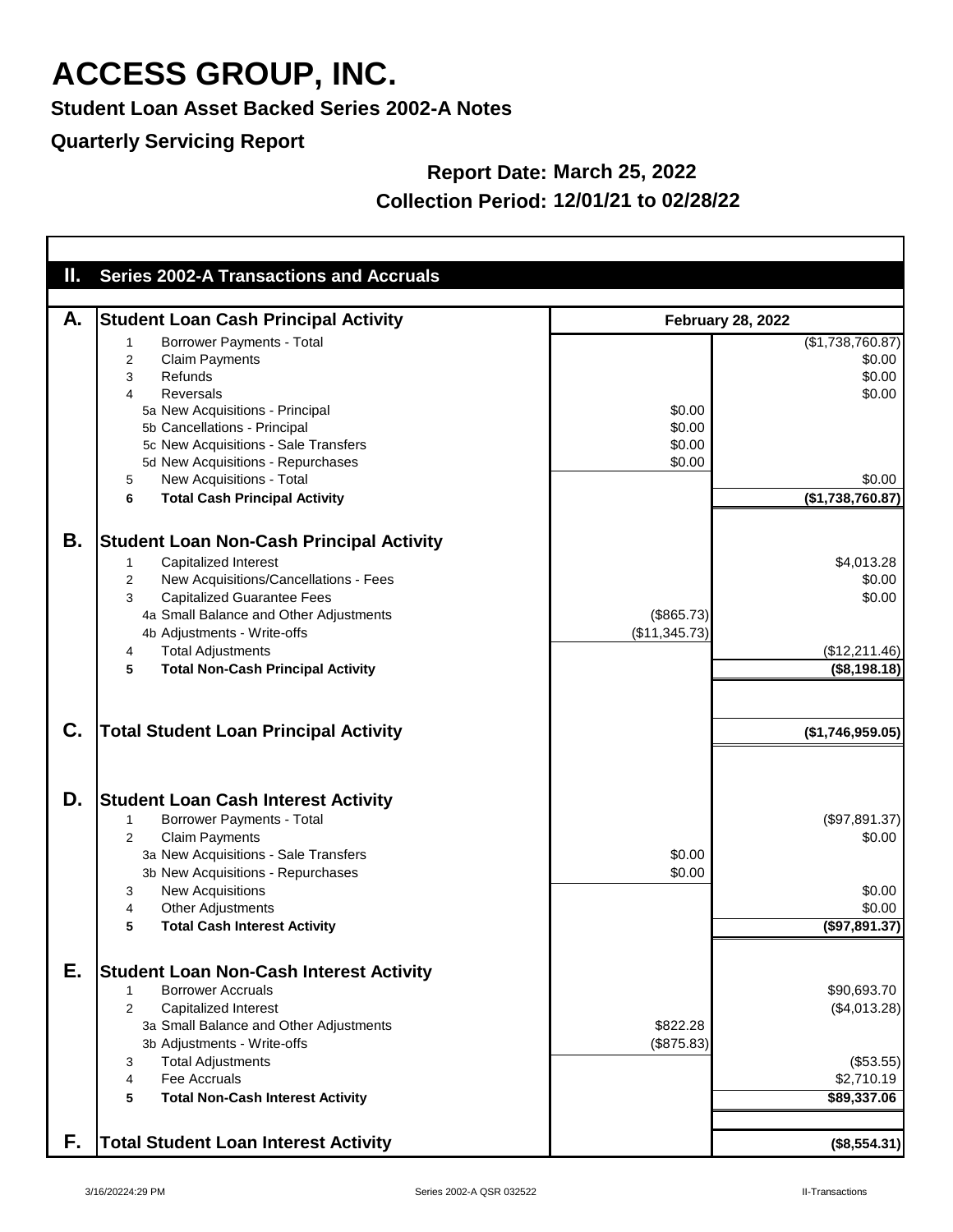# ACCESS GROUP, INC.

**Student Loan Asset Backed Series 2002-A Notes**

**Quarterly Servicing Report**

**Report Date: March 25, 2022**

**Collection Period: 12/01/21 to 02/28/22**

## II. Series 2002-A Transactions and Accruals

| | | | February 28, 2022 |
|---|---|---|---|
| **A.** | **Student Loan Cash Principal Activity** | | |
| | 1 Borrower Payments - Total | | ($1,738,760.87) |
| | 2 Claim Payments | | $0.00 |
| | 3 Refunds | | $0.00 |
| | 4 Reversals | | $0.00 |
| | 5a New Acquisitions - Principal | $0.00 | |
| | 5b Cancellations - Principal | $0.00 | |
| | 5c New Acquisitions - Sale Transfers | $0.00 | |
| | 5d New Acquisitions - Repurchases | $0.00 | |
| | 5 New Acquisitions - Total | | $0.00 |
| | **6 Total Cash Principal Activity** | | **($1,738,760.87)** |
| **B.** | **Student Loan Non-Cash Principal Activity** | | |
| | 1 Capitalized Interest | | $4,013.28 |
| | 2 New Acquisitions/Cancellations - Fees | | $0.00 |
| | 3 Capitalized Guarantee Fees | | $0.00 |
| | 4a Small Balance and Other Adjustments | ($865.73) | |
| | 4b Adjustments - Write-offs | ($11,345.73) | |
| | 4 Total Adjustments | | ($12,211.46) |
| | **5 Total Non-Cash Principal Activity** | | **($8,198.18)** |
| **C.** | **Total Student Loan Principal Activity** | | **($1,746,959.05)** |
| **D.** | **Student Loan Cash Interest Activity** | | |
| | 1 Borrower Payments - Total | | ($97,891.37) |
| | 2 Claim Payments | | $0.00 |
| | 3a New Acquisitions - Sale Transfers | $0.00 | |
| | 3b New Acquisitions - Repurchases | $0.00 | |
| | 3 New Acquisitions | | $0.00 |
| | 4 Other Adjustments | | $0.00 |
| | **5 Total Cash Interest Activity** | | **($97,891.37)** |
| **E.** | **Student Loan Non-Cash Interest Activity** | | |
| | 1 Borrower Accruals | | $90,693.70 |
| | 2 Capitalized Interest | | ($4,013.28) |
| | 3a Small Balance and Other Adjustments | $822.28 | |
| | 3b Adjustments - Write-offs | ($875.83) | |
| | 3 Total Adjustments | | ($53.55) |
| | 4 Fee Accruals | | $2,710.19 |
| | **5 Total Non-Cash Interest Activity** | | **$89,337.06** |
| **F.** | **Total Student Loan Interest Activity** | | **($8,554.31)** |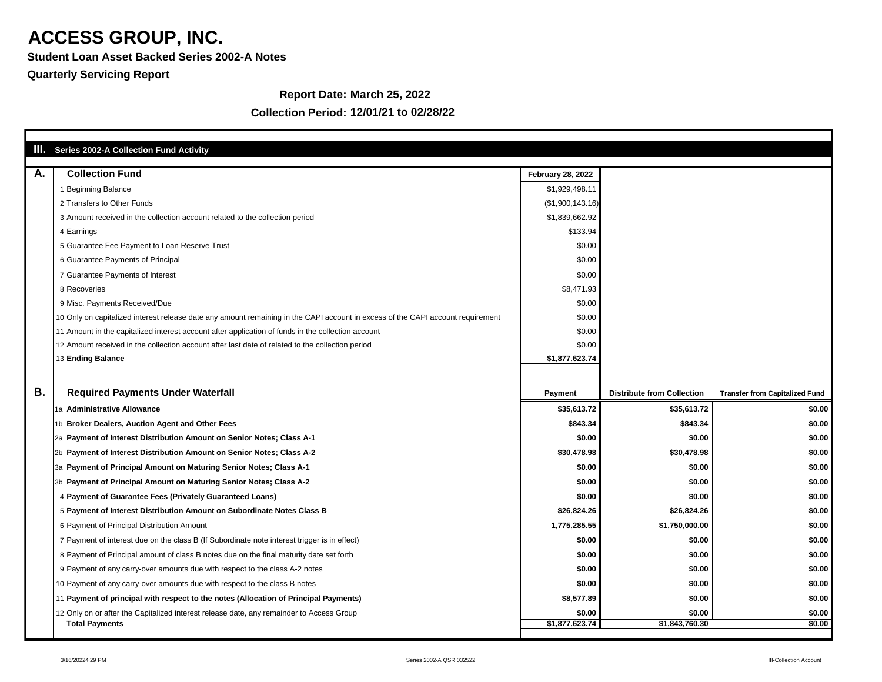# ACCESS GROUP, INC.

**Student Loan Asset Backed Series 2002-A Notes**

**Quarterly Servicing Report**

**Report Date: March 25, 2022**

**Collection Period: 12/01/21 to 02/28/22**

## III. Series 2002-A Collection Fund Activity

### A. Collection Fund

| | | February 28, 2022 |
|---|---|---|
| 1 | Beginning Balance | $1,929,498.11 |
| 2 | Transfers to Other Funds | ($1,900,143.16) |
| 3 | Amount received in the collection account related to the collection period | $1,839,662.92 |
| 4 | Earnings | $133.94 |
| 5 | Guarantee Fee Payment to Loan Reserve Trust | $0.00 |
| 6 | Guarantee Payments of Principal | $0.00 |
| 7 | Guarantee Payments of Interest | $0.00 |
| 8 | Recoveries | $8,471.93 |
| 9 | Misc. Payments Received/Due | $0.00 |
| 10 | Only on capitalized interest release date any amount remaining in the CAPI account in excess of the CAPI account requirement | $0.00 |
| 11 | Amount in the capitalized interest account after application of funds in the collection account | $0.00 |
| 12 | Amount received in the collection account after last date of related to the collection period | $0.00 |
| 13 | **Ending Balance** | **$1,877,623.74** |

### B. Required Payments Under Waterfall

| | | Payment | Distribute from Collection | Transfer from Capitalized Fund |
|---|---|---|---|---|
| 1a | **Administrative Allowance** | **$35,613.72** | **$35,613.72** | **$0.00** |
| 1b | **Broker Dealers, Auction Agent and Other Fees** | **$843.34** | **$843.34** | **$0.00** |
| 2a | **Payment of Interest Distribution Amount on Senior Notes; Class A-1** | **$0.00** | **$0.00** | **$0.00** |
| 2b | **Payment of Interest Distribution Amount on Senior Notes; Class A-2** | **$30,478.98** | **$30,478.98** | **$0.00** |
| 3a | **Payment of Principal Amount on Maturing Senior Notes; Class A-1** | **$0.00** | **$0.00** | **$0.00** |
| 3b | **Payment of Principal Amount on Maturing Senior Notes; Class A-2** | **$0.00** | **$0.00** | **$0.00** |
| 4 | **Payment of Guarantee Fees (Privately Guaranteed Loans)** | **$0.00** | **$0.00** | **$0.00** |
| 5 | **Payment of Interest Distribution Amount on Subordinate Notes Class B** | **$26,824.26** | **$26,824.26** | **$0.00** |
| 6 | Payment of Principal Distribution Amount | **1,775,285.55** | **$1,750,000.00** | **$0.00** |
| 7 | Payment of interest due on the class B (If Subordinate note interest trigger is in effect) | **$0.00** | **$0.00** | **$0.00** |
| 8 | Payment of Principal amount of class B notes due on the final maturity date set forth | **$0.00** | **$0.00** | **$0.00** |
| 9 | Payment of any carry-over amounts due with respect to the class A-2 notes | **$0.00** | **$0.00** | **$0.00** |
| 10 | Payment of any carry-over amounts due with respect to the class B notes | **$0.00** | **$0.00** | **$0.00** |
| 11 | **Payment of principal with respect to the notes (Allocation of Principal Payments)** | **$8,577.89** | **$0.00** | **$0.00** |
| 12 | Only on or after the Capitalized interest release date, any remainder to Access Group | **$0.00** | **$0.00** | **$0.00** |
| | **Total Payments** | **$1,877,623.74** | **$1,843,760.30** | **$0.00** |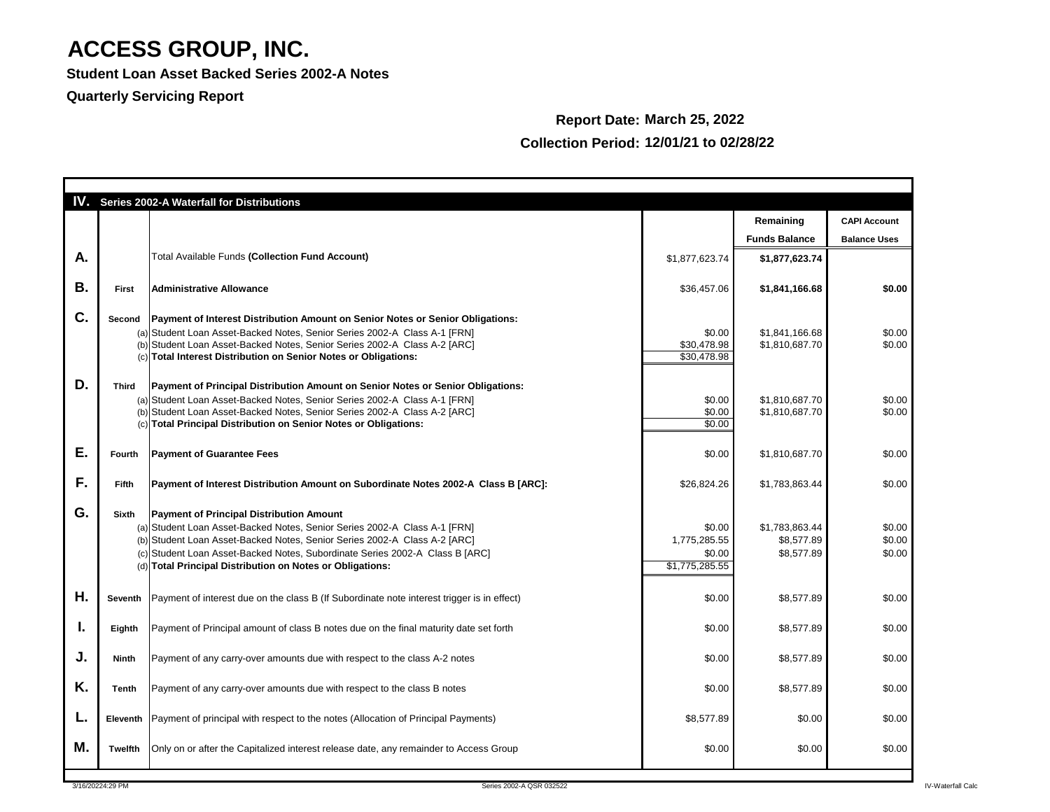# ACCESS GROUP, INC.

**Student Loan Asset Backed Series 2002-A Notes**

**Quarterly Servicing Report**

**Report Date: March 25, 2022**

**Collection Period: 12/01/21 to 02/28/22**

| IV. | | Series 2002-A Waterfall for Distributions | | Remaining Funds Balance | CAPI Account Balance Uses |
|---|---|---|---|---|---|
| A. | | Total Available Funds **(Collection Fund Account)** | $1,877,623.74 | **$1,877,623.74** | |
| B. | **First** | **Administrative Allowance** | $36,457.06 | **$1,841,166.68** | **$0.00** |
| C. | **Second** | **Payment of Interest Distribution Amount on Senior Notes or Senior Obligations:** | | | |
| | (a) | Student Loan Asset-Backed Notes, Senior Series 2002-A Class A-1 [FRN] | $0.00 | $1,841,166.68 | $0.00 |
| | (b) | Student Loan Asset-Backed Notes, Senior Series 2002-A Class A-2 [ARC] | $30,478.98 | $1,810,687.70 | $0.00 |
| | (c) | **Total Interest Distribution on Senior Notes or Obligations:** | $30,478.98 | | |
| D. | **Third** | **Payment of Principal Distribution Amount on Senior Notes or Senior Obligations:** | | | |
| | (a) | Student Loan Asset-Backed Notes, Senior Series 2002-A Class A-1 [FRN] | $0.00 | $1,810,687.70 | $0.00 |
| | (b) | Student Loan Asset-Backed Notes, Senior Series 2002-A Class A-2 [ARC] | $0.00 | $1,810,687.70 | $0.00 |
| | (c) | **Total Principal Distribution on Senior Notes or Obligations:** | $0.00 | | |
| E. | **Fourth** | **Payment of Guarantee Fees** | $0.00 | $1,810,687.70 | $0.00 |
| F. | **Fifth** | **Payment of Interest Distribution Amount on Subordinate Notes 2002-A Class B [ARC]:** | $26,824.26 | $1,783,863.44 | $0.00 |
| G. | **Sixth** | **Payment of Principal Distribution Amount** | | | |
| | (a) | Student Loan Asset-Backed Notes, Senior Series 2002-A Class A-1 [FRN] | $0.00 | $1,783,863.44 | $0.00 |
| | (b) | Student Loan Asset-Backed Notes, Senior Series 2002-A Class A-2 [ARC] | 1,775,285.55 | $8,577.89 | $0.00 |
| | (c) | Student Loan Asset-Backed Notes, Subordinate Series 2002-A Class B [ARC] | $0.00 | $8,577.89 | $0.00 |
| | (d) | **Total Principal Distribution on Notes or Obligations:** | $1,775,285.55 | | |
| H. | **Seventh** | Payment of interest due on the class B (If Subordinate note interest trigger is in effect) | $0.00 | $8,577.89 | $0.00 |
| I. | **Eighth** | Payment of Principal amount of class B notes due on the final maturity date set forth | $0.00 | $8,577.89 | $0.00 |
| J. | **Ninth** | Payment of any carry-over amounts due with respect to the class A-2 notes | $0.00 | $8,577.89 | $0.00 |
| K. | **Tenth** | Payment of any carry-over amounts due with respect to the class B notes | $0.00 | $8,577.89 | $0.00 |
| L. | **Eleventh** | Payment of principal with respect to the notes (Allocation of Principal Payments) | $8,577.89 | $0.00 | $0.00 |
| M. | **Twelfth** | Only on or after the Capitalized interest release date, any remainder to Access Group | $0.00 | $0.00 | $0.00 |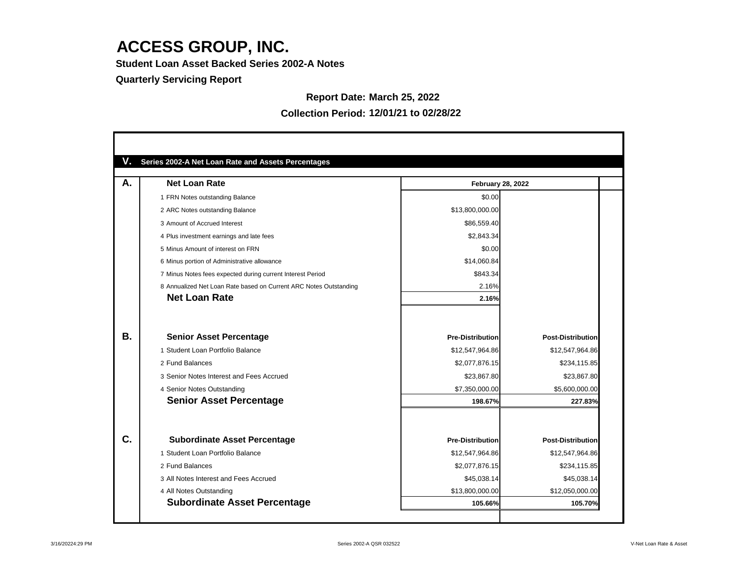# ACCESS GROUP, INC.

**Student Loan Asset Backed Series 2002-A Notes**

**Quarterly Servicing Report**

**Report Date: March 25, 2022**

**Collection Period: 12/01/21 to 02/28/22**

## V. Series 2002-A Net Loan Rate and Assets Percentages

### A. Net Loan Rate

| | | February 28, 2022 |
|---|---|---|
| 1 | FRN Notes outstanding Balance | $0.00 |
| 2 | ARC Notes outstanding Balance | $13,800,000.00 |
| 3 | Amount of Accrued Interest | $86,559.40 |
| 4 | Plus investment earnings and late fees | $2,843.34 |
| 5 | Minus Amount of interest on FRN | $0.00 |
| 6 | Minus portion of Administrative allowance | $14,060.84 |
| 7 | Minus Notes fees expected during current Interest Period | $843.34 |
| 8 | Annualized Net Loan Rate based on Current ARC Notes Outstanding | 2.16% |
| | **Net Loan Rate** | **2.16%** |

### B. Senior Asset Percentage

| | | Pre-Distribution | Post-Distribution |
|---|---|---|---|
| 1 | Student Loan Portfolio Balance | $12,547,964.86 | $12,547,964.86 |
| 2 | Fund Balances | $2,077,876.15 | $234,115.85 |
| 3 | Senior Notes Interest and Fees Accrued | $23,867.80 | $23,867.80 |
| 4 | Senior Notes Outstanding | $7,350,000.00 | $5,600,000.00 |
| | **Senior Asset Percentage** | **198.67%** | **227.83%** |

### C. Subordinate Asset Percentage

| | | Pre-Distribution | Post-Distribution |
|---|---|---|---|
| 1 | Student Loan Portfolio Balance | $12,547,964.86 | $12,547,964.86 |
| 2 | Fund Balances | $2,077,876.15 | $234,115.85 |
| 3 | All Notes Interest and Fees Accrued | $45,038.14 | $45,038.14 |
| 4 | All Notes Outstanding | $13,800,000.00 | $12,050,000.00 |
| | **Subordinate Asset Percentage** | **105.66%** | **105.70%** |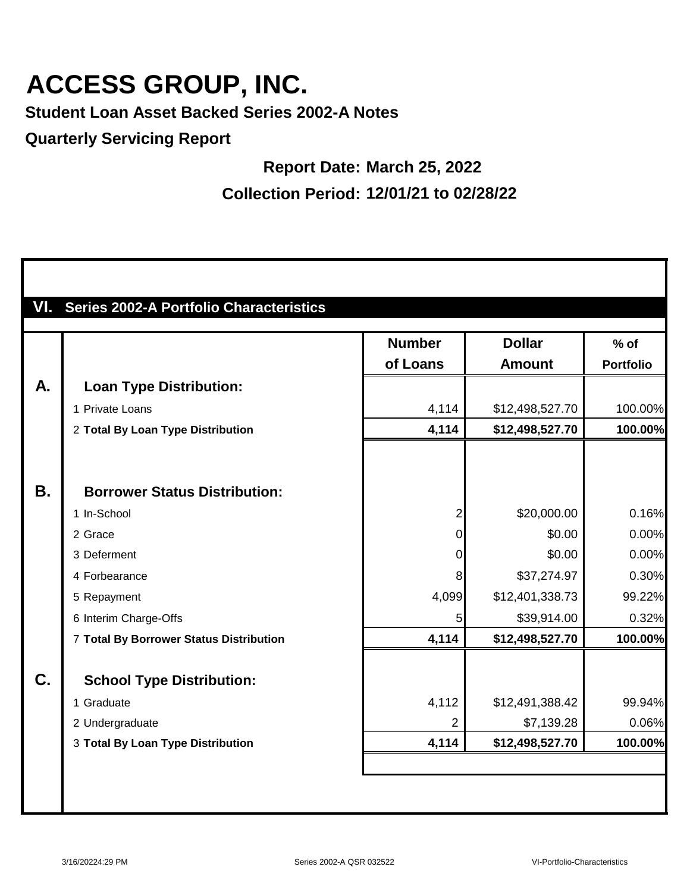# ACCESS GROUP, INC.

**Student Loan Asset Backed Series 2002-A Notes**

**Quarterly Servicing Report**

**Report Date: March 25, 2022**

**Collection Period: 12/01/21 to 02/28/22**

## VI. Series 2002-A Portfolio Characteristics

| | | Number of Loans | Dollar Amount | % of Portfolio |
|---|---|---|---|---|
| **A.** | **Loan Type Distribution:** | | | |
| | 1 Private Loans | 4,114 | $12,498,527.70 | 100.00% |
| | 2 **Total By Loan Type Distribution** | **4,114** | **$12,498,527.70** | **100.00%** |
| **B.** | **Borrower Status Distribution:** | | | |
| | 1 In-School | 2 | $20,000.00 | 0.16% |
| | 2 Grace | 0 | $0.00 | 0.00% |
| | 3 Deferment | 0 | $0.00 | 0.00% |
| | 4 Forbearance | 8 | $37,274.97 | 0.30% |
| | 5 Repayment | 4,099 | $12,401,338.73 | 99.22% |
| | 6 Interim Charge-Offs | 5 | $39,914.00 | 0.32% |
| | 7 **Total By Borrower Status Distribution** | **4,114** | **$12,498,527.70** | **100.00%** |
| **C.** | **School Type Distribution:** | | | |
| | 1 Graduate | 4,112 | $12,491,388.42 | 99.94% |
| | 2 Undergraduate | 2 | $7,139.28 | 0.06% |
| | 3 **Total By Loan Type Distribution** | **4,114** | **$12,498,527.70** | **100.00%** |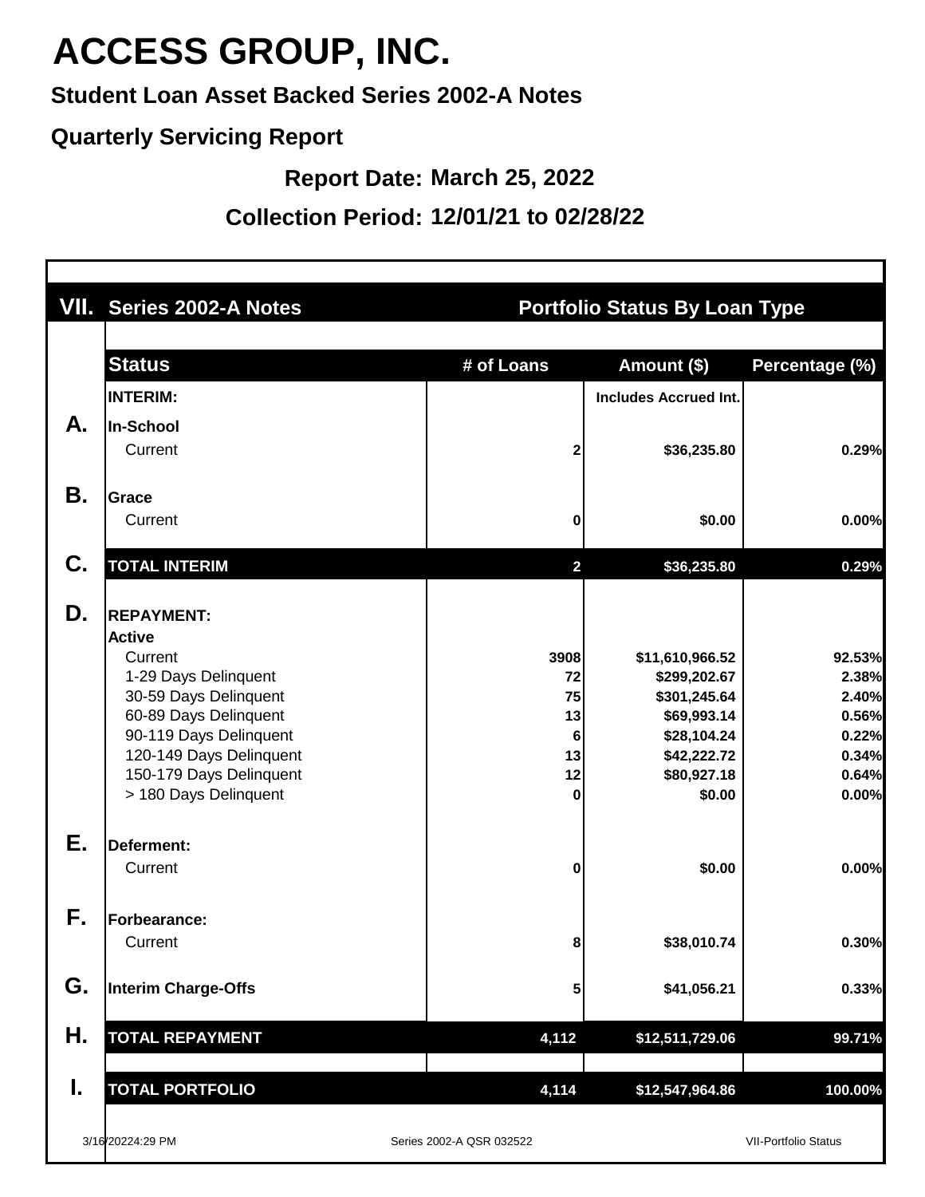# ACCESS GROUP, INC.

**Student Loan Asset Backed Series 2002-A Notes**

**Quarterly Servicing Report**

**Report Date: March 25, 2022**

**Collection Period: 12/01/21 to 02/28/22**

## VII. Series 2002-A Notes — Portfolio Status By Loan Type

| | Status | # of Loans | Amount ($) | Percentage (%) |
|---|---|---|---|---|
| | **INTERIM:** | | **Includes Accrued Int.** | |
| **A.** | **In-School** | | | |
| | Current | 2 | $36,235.80 | 0.29% |
| **B.** | **Grace** | | | |
| | Current | 0 | $0.00 | 0.00% |
| **C.** | **TOTAL INTERIM** | 2 | $36,235.80 | 0.29% |
| **D.** | **REPAYMENT:** | | | |
| | **Active** | | | |
| | Current | 3908 | $11,610,966.52 | 92.53% |
| | 1-29 Days Delinquent | 72 | $299,202.67 | 2.38% |
| | 30-59 Days Delinquent | 75 | $301,245.64 | 2.40% |
| | 60-89 Days Delinquent | 13 | $69,993.14 | 0.56% |
| | 90-119 Days Delinquent | 6 | $28,104.24 | 0.22% |
| | 120-149 Days Delinquent | 13 | $42,222.72 | 0.34% |
| | 150-179 Days Delinquent | 12 | $80,927.18 | 0.64% |
| | > 180 Days Delinquent | 0 | $0.00 | 0.00% |
| **E.** | **Deferment:** | | | |
| | Current | 0 | $0.00 | 0.00% |
| **F.** | **Forbearance:** | | | |
| | Current | 8 | $38,010.74 | 0.30% |
| **G.** | **Interim Charge-Offs** | 5 | $41,056.21 | 0.33% |
| **H.** | **TOTAL REPAYMENT** | 4,112 | $12,511,729.06 | 99.71% |
| **I.** | **TOTAL PORTFOLIO** | 4,114 | $12,547,964.86 | 100.00% |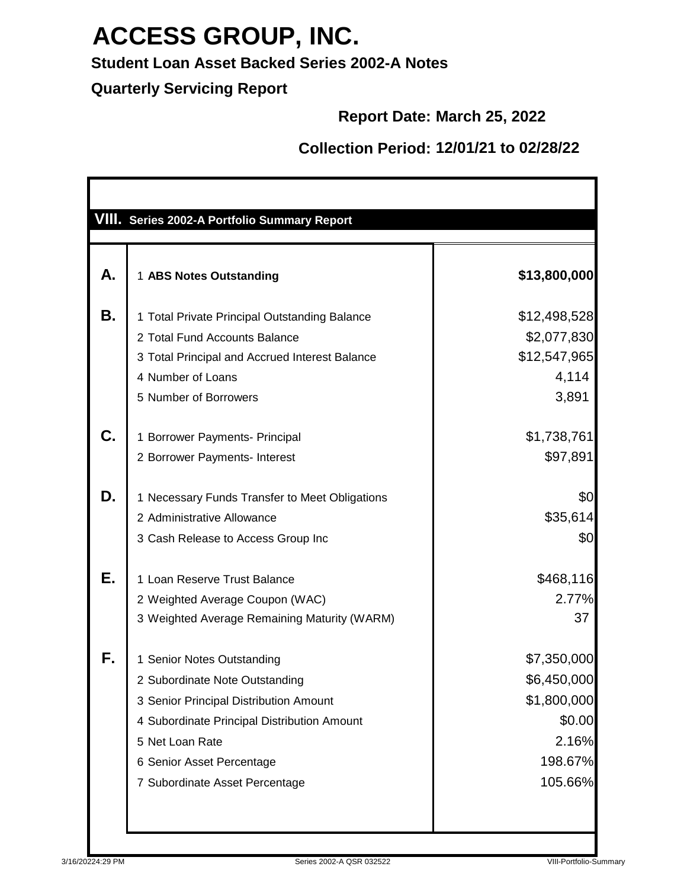# ACCESS GROUP, INC.

**Student Loan Asset Backed Series 2002-A Notes**

**Quarterly Servicing Report**

**Report Date: March 25, 2022**

**Collection Period: 12/01/21 to 02/28/22**

## VIII. Series 2002-A Portfolio Summary Report

| | | |
|---|---|---|
| **A.** | 1 **ABS Notes Outstanding** | **$13,800,000** |
| **B.** | 1 Total Private Principal Outstanding Balance | $12,498,528 |
| | 2 Total Fund Accounts Balance | $2,077,830 |
| | 3 Total Principal and Accrued Interest Balance | $12,547,965 |
| | 4 Number of Loans | 4,114 |
| | 5 Number of Borrowers | 3,891 |
| **C.** | 1 Borrower Payments- Principal | $1,738,761 |
| | 2 Borrower Payments- Interest | $97,891 |
| **D.** | 1 Necessary Funds Transfer to Meet Obligations | $0 |
| | 2 Administrative Allowance | $35,614 |
| | 3 Cash Release to Access Group Inc | $0 |
| **E.** | 1 Loan Reserve Trust Balance | $468,116 |
| | 2 Weighted Average Coupon (WAC) | 2.77% |
| | 3 Weighted Average Remaining Maturity (WARM) | 37 |
| **F.** | 1 Senior Notes Outstanding | $7,350,000 |
| | 2 Subordinate Note Outstanding | $6,450,000 |
| | 3 Senior Principal Distribution Amount | $1,800,000 |
| | 4 Subordinate Principal Distribution Amount | $0.00 |
| | 5 Net Loan Rate | 2.16% |
| | 6 Senior Asset Percentage | 198.67% |
| | 7 Subordinate Asset Percentage | 105.66% |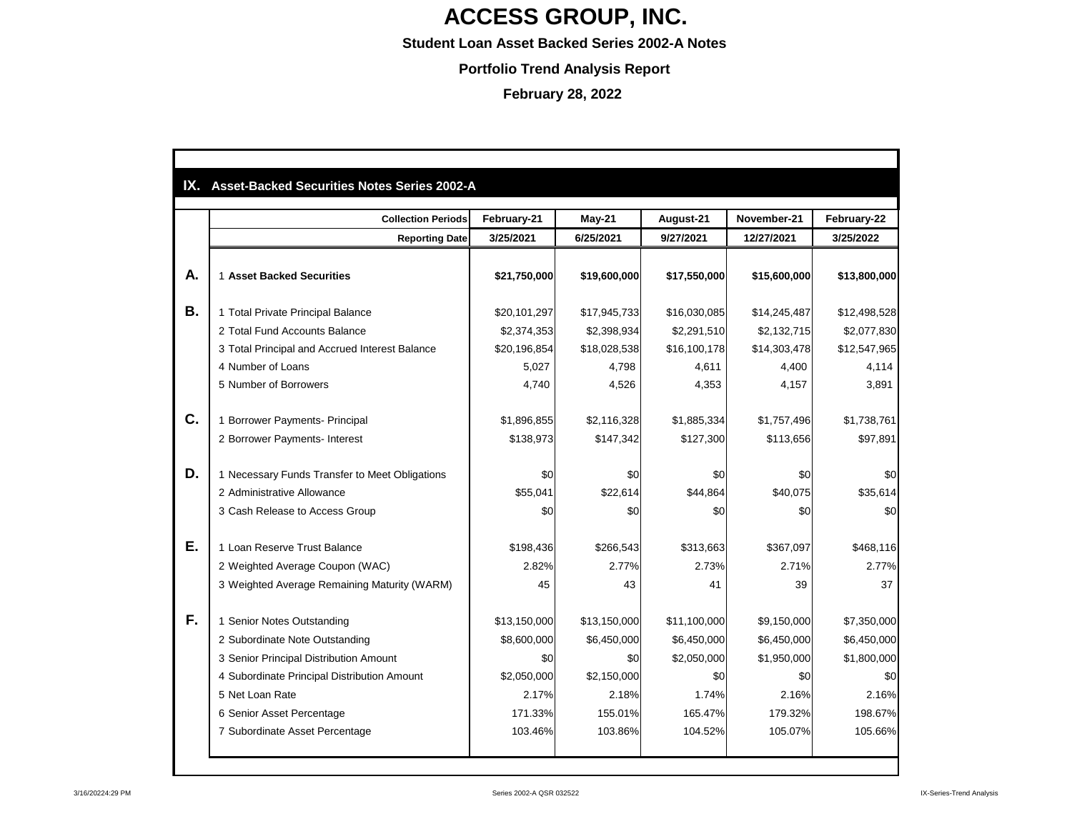# ACCESS GROUP, INC.

**Student Loan Asset Backed Series 2002-A Notes**

**Portfolio Trend Analysis Report**

**February 28, 2022**

## IX. Asset-Backed Securities Notes Series 2002-A

| | Collection Periods | February-21 | May-21 | August-21 | November-21 | February-22 |
|---|---|---|---|---|---|---|
| | Reporting Date | 3/25/2021 | 6/25/2021 | 9/27/2021 | 12/27/2021 | 3/25/2022 |
| **A.** | 1 **Asset Backed Securities** | **$21,750,000** | **$19,600,000** | **$17,550,000** | **$15,600,000** | **$13,800,000** |
| **B.** | 1 Total Private Principal Balance | $20,101,297 | $17,945,733 | $16,030,085 | $14,245,487 | $12,498,528 |
| | 2 Total Fund Accounts Balance | $2,374,353 | $2,398,934 | $2,291,510 | $2,132,715 | $2,077,830 |
| | 3 Total Principal and Accrued Interest Balance | $20,196,854 | $18,028,538 | $16,100,178 | $14,303,478 | $12,547,965 |
| | 4 Number of Loans | 5,027 | 4,798 | 4,611 | 4,400 | 4,114 |
| | 5 Number of Borrowers | 4,740 | 4,526 | 4,353 | 4,157 | 3,891 |
| **C.** | 1 Borrower Payments- Principal | $1,896,855 | $2,116,328 | $1,885,334 | $1,757,496 | $1,738,761 |
| | 2 Borrower Payments- Interest | $138,973 | $147,342 | $127,300 | $113,656 | $97,891 |
| **D.** | 1 Necessary Funds Transfer to Meet Obligations | $0 | $0 | $0 | $0 | $0 |
| | 2 Administrative Allowance | $55,041 | $22,614 | $44,864 | $40,075 | $35,614 |
| | 3 Cash Release to Access Group | $0 | $0 | $0 | $0 | $0 |
| **E.** | 1 Loan Reserve Trust Balance | $198,436 | $266,543 | $313,663 | $367,097 | $468,116 |
| | 2 Weighted Average Coupon (WAC) | 2.82% | 2.77% | 2.73% | 2.71% | 2.77% |
| | 3 Weighted Average Remaining Maturity (WARM) | 45 | 43 | 41 | 39 | 37 |
| **F.** | 1 Senior Notes Outstanding | $13,150,000 | $13,150,000 | $11,100,000 | $9,150,000 | $7,350,000 |
| | 2 Subordinate Note Outstanding | $8,600,000 | $6,450,000 | $6,450,000 | $6,450,000 | $6,450,000 |
| | 3 Senior Principal Distribution Amount | $0 | $0 | $2,050,000 | $1,950,000 | $1,800,000 |
| | 4 Subordinate Principal Distribution Amount | $2,050,000 | $2,150,000 | $0 | $0 | $0 |
| | 5 Net Loan Rate | 2.17% | 2.18% | 1.74% | 2.16% | 2.16% |
| | 6 Senior Asset Percentage | 171.33% | 155.01% | 165.47% | 179.32% | 198.67% |
| | 7 Subordinate Asset Percentage | 103.46% | 103.86% | 104.52% | 105.07% | 105.66% |